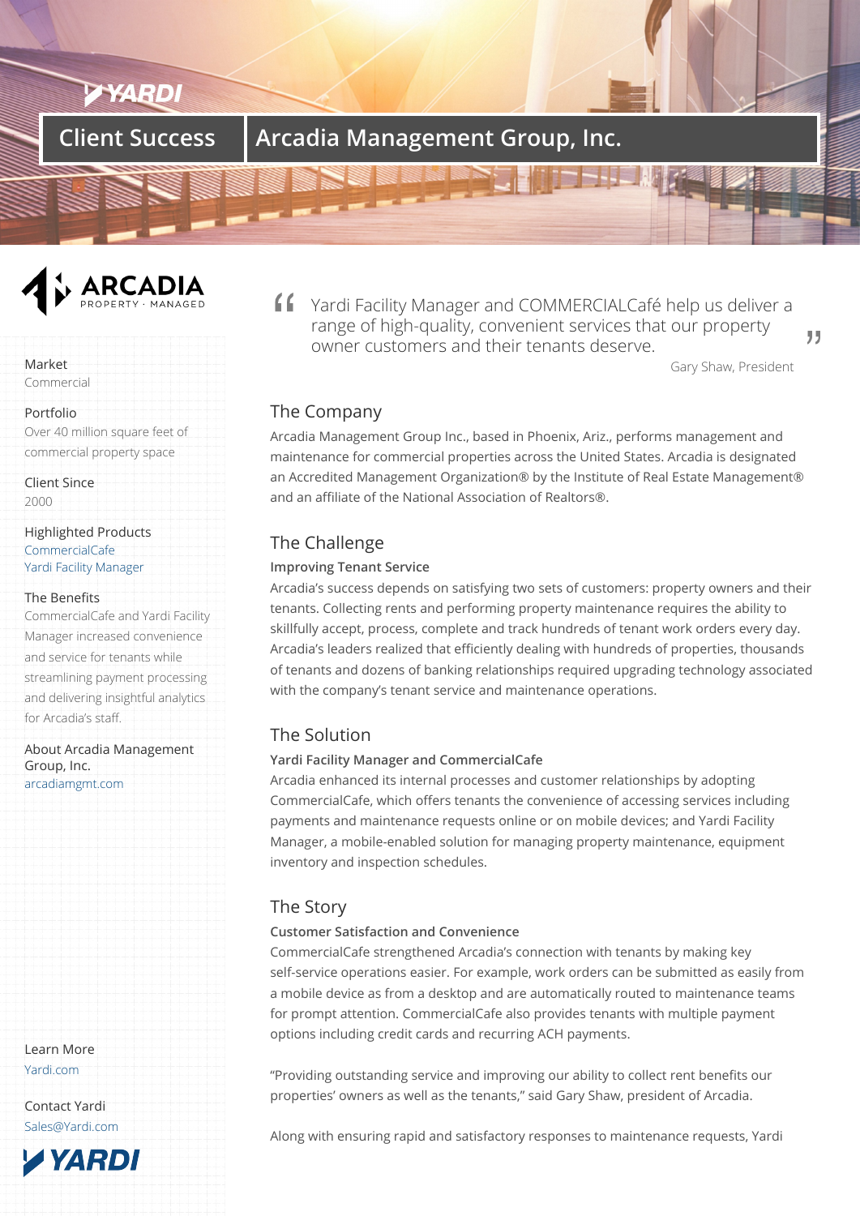# Client Success | Arcadia Management Group, Inc.

ARCADIA PROPERTY · MANAGED

**Market**
Commercial

**Portfolio**
Over 40 million square feet of commercial property space

**Client Since**
2000

**Highlighted Products**
CommercialCafe
Yardi Facility Manager

**The Benefits**
CommercialCafe and Yardi Facility Manager increased convenience and service for tenants while streamlining payment processing and delivering insightful analytics for Arcadia's staff.

**About Arcadia Management Group, Inc.**
arcadiamgmt.com

**Learn More**
Yardi.com

**Contact Yardi**
Sales@Yardi.com

> "Yardi Facility Manager and COMMERCIALCafé help us deliver a range of high-quality, convenient services that our property owner customers and their tenants deserve."
>
> Gary Shaw, President

## The Company

Arcadia Management Group Inc., based in Phoenix, Ariz., performs management and maintenance for commercial properties across the United States. Arcadia is designated an Accredited Management Organization® by the Institute of Real Estate Management® and an affiliate of the National Association of Realtors®.

## The Challenge

**Improving Tenant Service**

Arcadia's success depends on satisfying two sets of customers: property owners and their tenants. Collecting rents and performing property maintenance requires the ability to skillfully accept, process, complete and track hundreds of tenant work orders every day. Arcadia's leaders realized that efficiently dealing with hundreds of properties, thousands of tenants and dozens of banking relationships required upgrading technology associated with the company's tenant service and maintenance operations.

## The Solution

**Yardi Facility Manager and CommercialCafe**

Arcadia enhanced its internal processes and customer relationships by adopting CommercialCafe, which offers tenants the convenience of accessing services including payments and maintenance requests online or on mobile devices; and Yardi Facility Manager, a mobile-enabled solution for managing property maintenance, equipment inventory and inspection schedules.

## The Story

**Customer Satisfaction and Convenience**

CommercialCafe strengthened Arcadia's connection with tenants by making key self-service operations easier. For example, work orders can be submitted as easily from a mobile device as from a desktop and are automatically routed to maintenance teams for prompt attention. CommercialCafe also provides tenants with multiple payment options including credit cards and recurring ACH payments.

"Providing outstanding service and improving our ability to collect rent benefits our properties' owners as well as the tenants," said Gary Shaw, president of Arcadia.

Along with ensuring rapid and satisfactory responses to maintenance requests, Yardi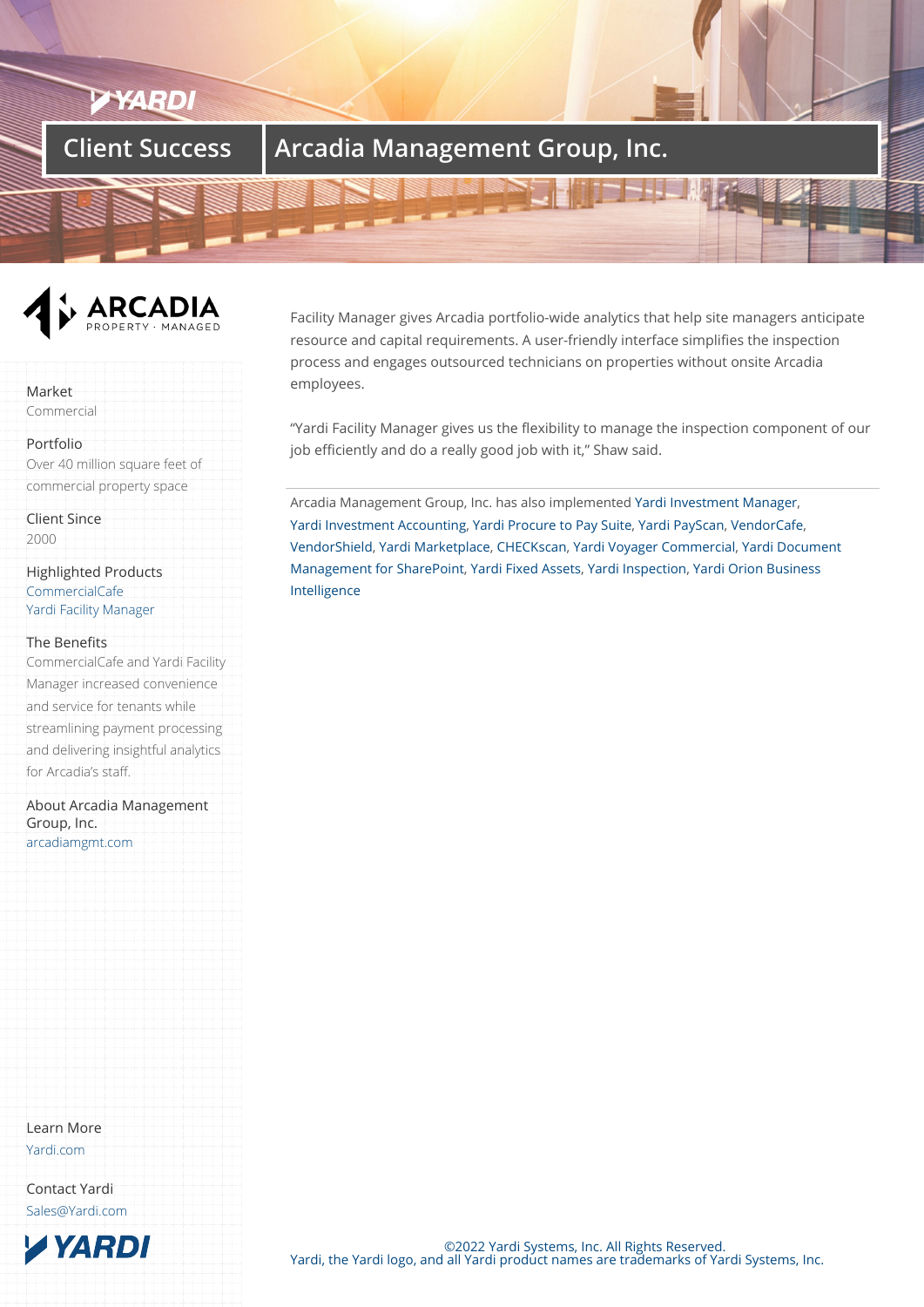# Client Success | Arcadia Management Group, Inc.

Market
Commercial

Portfolio
Over 40 million square feet of commercial property space

Client Since
2000

Highlighted Products
CommercialCafe
Yardi Facility Manager

The Benefits
CommercialCafe and Yardi Facility Manager increased convenience and service for tenants while streamlining payment processing and delivering insightful analytics for Arcadia's staff.

About Arcadia Management Group, Inc.
arcadiamgmt.com

Facility Manager gives Arcadia portfolio-wide analytics that help site managers anticipate resource and capital requirements. A user-friendly interface simplifies the inspection process and engages outsourced technicians on properties without onsite Arcadia employees.

"Yardi Facility Manager gives us the flexibility to manage the inspection component of our job efficiently and do a really good job with it," Shaw said.

---

Arcadia Management Group, Inc. has also implemented Yardi Investment Manager, Yardi Investment Accounting, Yardi Procure to Pay Suite, Yardi PayScan, VendorCafe, VendorShield, Yardi Marketplace, CHECKscan, Yardi Voyager Commercial, Yardi Document Management for SharePoint, Yardi Fixed Assets, Yardi Inspection, Yardi Orion Business Intelligence

Learn More
Yardi.com

Contact Yardi
Sales@Yardi.com

©2022 Yardi Systems, Inc. All Rights Reserved.
Yardi, the Yardi logo, and all Yardi product names are trademarks of Yardi Systems, Inc.